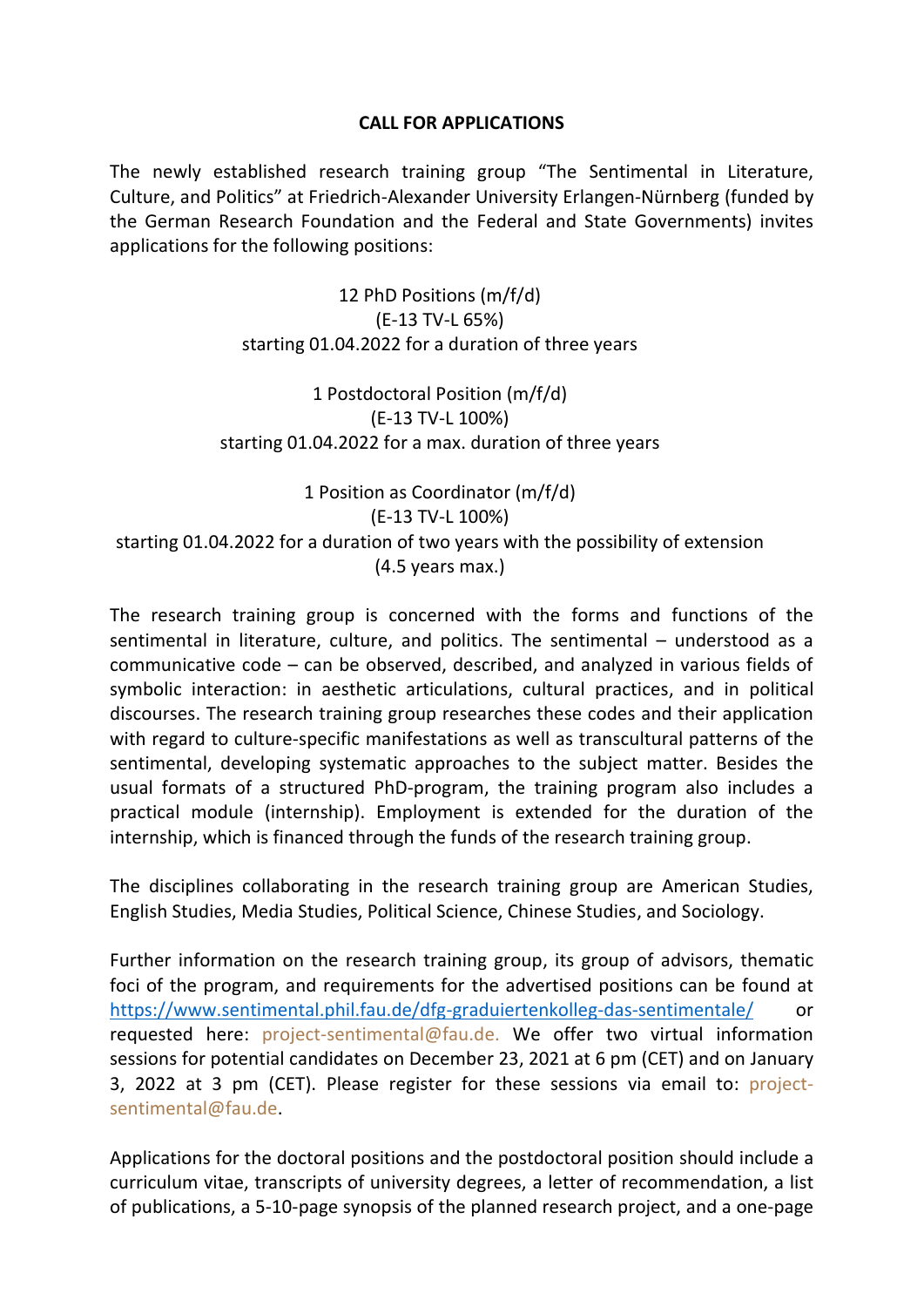**CALL FOR APPLICATIONS**

The newly established research training group "The Sentimental in Literature, Culture, and Politics" at Friedrich-Alexander University Erlangen-Nürnberg (funded by the German Research Foundation and the Federal and State Governments) invites applications for the following positions:

12 PhD Positions (m/f/d)  
(E-13 TV-L 65%)  
starting 01.04.2022 for a duration of three years

1 Postdoctoral Position (m/f/d)  
(E-13 TV-L 100%)  
starting 01.04.2022 for a max. duration of three years

1 Position as Coordinator (m/f/d)  
(E-13 TV-L 100%)  
starting 01.04.2022 for a duration of two years with the possibility of extension  
(4.5 years max.)

The research training group is concerned with the forms and functions of the sentimental in literature, culture, and politics. The sentimental – understood as a communicative code – can be observed, described, and analyzed in various fields of symbolic interaction: in aesthetic articulations, cultural practices, and in political discourses. The research training group researches these codes and their application with regard to culture-specific manifestations as well as transcultural patterns of the sentimental, developing systematic approaches to the subject matter. Besides the usual formats of a structured PhD-program, the training program also includes a practical module (internship). Employment is extended for the duration of the internship, which is financed through the funds of the research training group.

The disciplines collaborating in the research training group are American Studies, English Studies, Media Studies, Political Science, Chinese Studies, and Sociology.

Further information on the research training group, its group of advisors, thematic foci of the program, and requirements for the advertised positions can be found at [https://www.sentimental.phil.fau.de/dfg-graduiertenkolleg-das-sentimentale/](https://www.sentimental.phil.fau.de/dfg-graduiertenkolleg-das-sentimentale/) or requested here: project-sentimental@fau.de. We offer two virtual information sessions for potential candidates on December 23, 2021 at 6 pm (CET) and on January 3, 2022 at 3 pm (CET). Please register for these sessions via email to: project-sentimental@fau.de.

Applications for the doctoral positions and the postdoctoral position should include a curriculum vitae, transcripts of university degrees, a letter of recommendation, a list of publications, a 5-10-page synopsis of the planned research project, and a one-page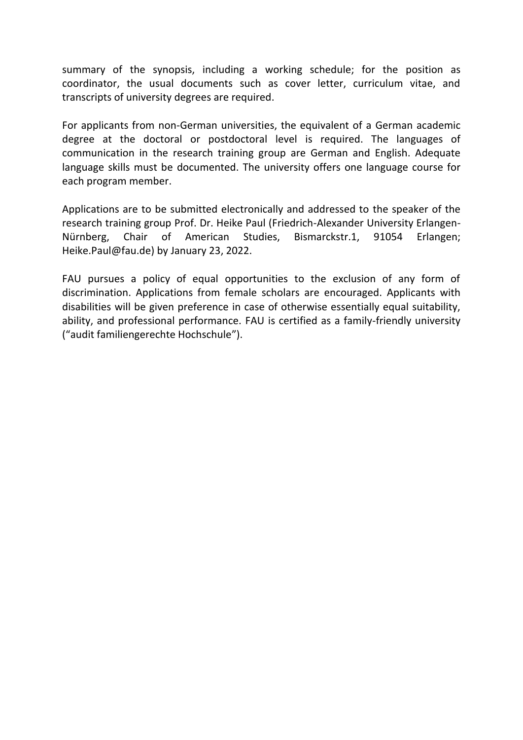summary of the synopsis, including a working schedule; for the position as coordinator, the usual documents such as cover letter, curriculum vitae, and transcripts of university degrees are required.

For applicants from non-German universities, the equivalent of a German academic degree at the doctoral or postdoctoral level is required. The languages of communication in the research training group are German and English. Adequate language skills must be documented. The university offers one language course for each program member.

Applications are to be submitted electronically and addressed to the speaker of the research training group Prof. Dr. Heike Paul (Friedrich-Alexander University Erlangen-Nürnberg, Chair of American Studies, Bismarckstr.1, 91054 Erlangen; Heike.Paul@fau.de) by January 23, 2022.

FAU pursues a policy of equal opportunities to the exclusion of any form of discrimination. Applications from female scholars are encouraged. Applicants with disabilities will be given preference in case of otherwise essentially equal suitability, ability, and professional performance. FAU is certified as a family-friendly university ("audit familiengerechte Hochschule").